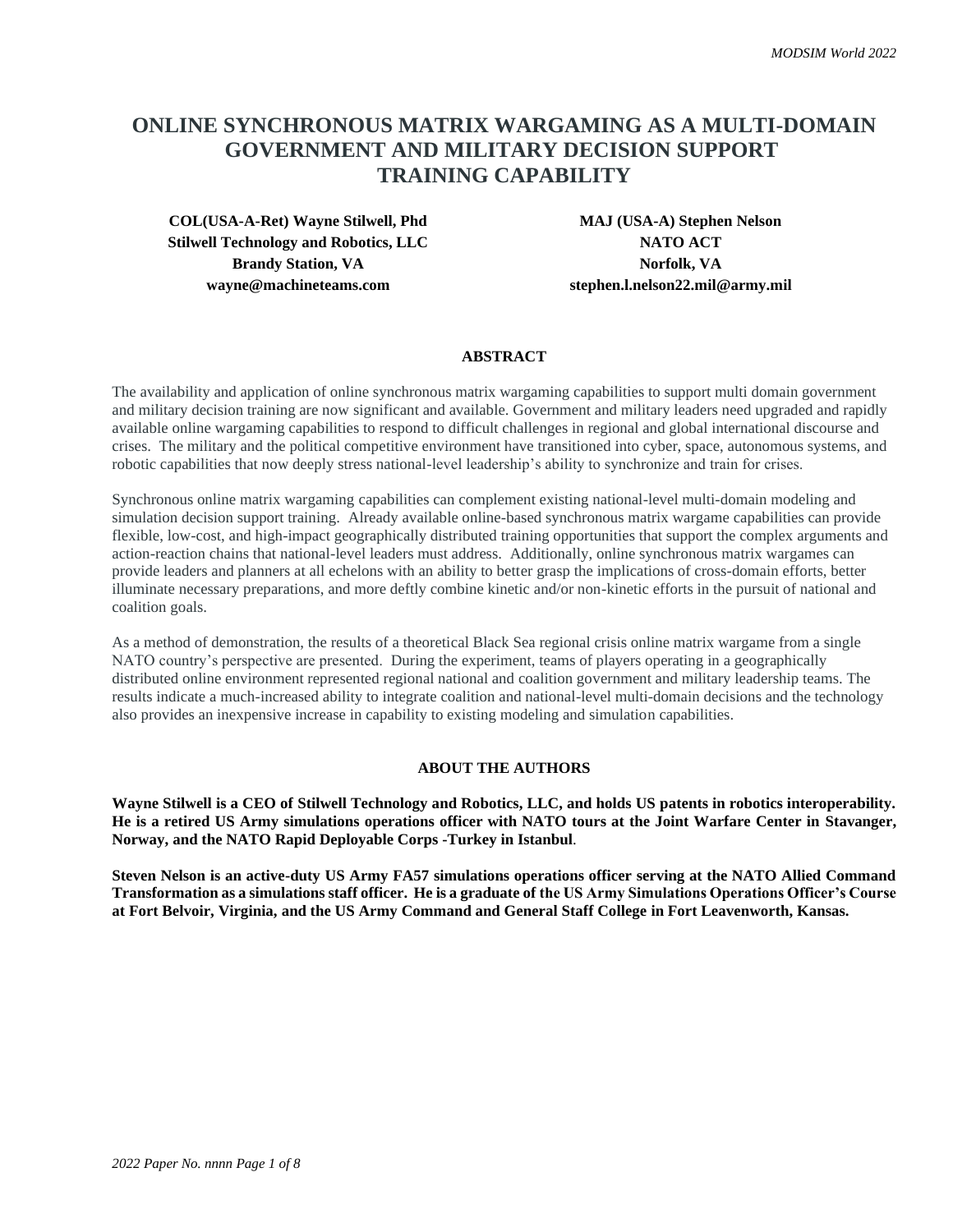# ONLINE SYNCHRONOUS MATRIX WARGAMING AS A MULTI-DOMAIN GOVERNMENT AND MILITARY DECISION SUPPORT TRAINING CAPABILITY

**COL(USA-A-Ret) Wayne Stilwell, Phd**
**Stilwell Technology and Robotics, LLC**
**Brandy Station, VA**
**wayne@machineteams.com**

**MAJ (USA-A) Stephen Nelson**
**NATO ACT**
**Norfolk, VA**
**stephen.l.nelson22.mil@army.mil**

## ABSTRACT

The availability and application of online synchronous matrix wargaming capabilities to support multi domain government and military decision training are now significant and available. Government and military leaders need upgraded and rapidly available online wargaming capabilities to respond to difficult challenges in regional and global international discourse and crises. The military and the political competitive environment have transitioned into cyber, space, autonomous systems, and robotic capabilities that now deeply stress national-level leadership's ability to synchronize and train for crises.

Synchronous online matrix wargaming capabilities can complement existing national-level multi-domain modeling and simulation decision support training. Already available online-based synchronous matrix wargame capabilities can provide flexible, low-cost, and high-impact geographically distributed training opportunities that support the complex arguments and action-reaction chains that national-level leaders must address. Additionally, online synchronous matrix wargames can provide leaders and planners at all echelons with an ability to better grasp the implications of cross-domain efforts, better illuminate necessary preparations, and more deftly combine kinetic and/or non-kinetic efforts in the pursuit of national and coalition goals.

As a method of demonstration, the results of a theoretical Black Sea regional crisis online matrix wargame from a single NATO country's perspective are presented. During the experiment, teams of players operating in a geographically distributed online environment represented regional national and coalition government and military leadership teams. The results indicate a much-increased ability to integrate coalition and national-level multi-domain decisions and the technology also provides an inexpensive increase in capability to existing modeling and simulation capabilities.

## ABOUT THE AUTHORS

**Wayne Stilwell is a CEO of Stilwell Technology and Robotics, LLC, and holds US patents in robotics interoperability. He is a retired US Army simulations operations officer with NATO tours at the Joint Warfare Center in Stavanger, Norway, and the NATO Rapid Deployable Corps -Turkey in Istanbul.**

**Steven Nelson is an active-duty US Army FA57 simulations operations officer serving at the NATO Allied Command Transformation as a simulations staff officer. He is a graduate of the US Army Simulations Operations Officer's Course at Fort Belvoir, Virginia, and the US Army Command and General Staff College in Fort Leavenworth, Kansas.**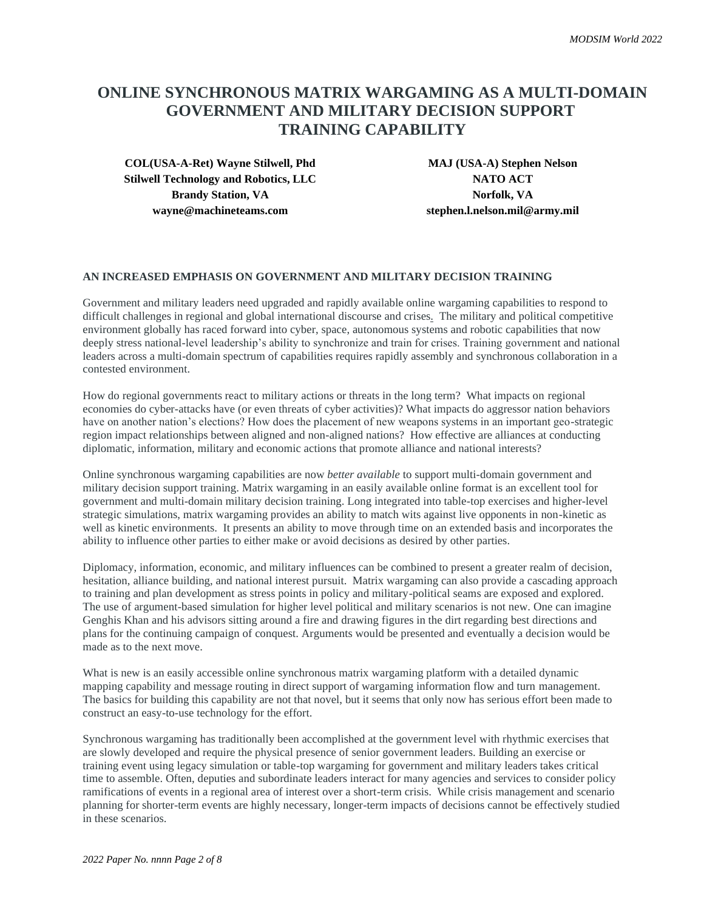# ONLINE SYNCHRONOUS MATRIX WARGAMING AS A MULTI-DOMAIN GOVERNMENT AND MILITARY DECISION SUPPORT TRAINING CAPABILITY

**COL(USA-A-Ret) Wayne Stilwell, Phd**
**Stilwell Technology and Robotics, LLC**
**Brandy Station, VA**
**wayne@machineteams.com**

**MAJ (USA-A) Stephen Nelson**
**NATO ACT**
**Norfolk, VA**
**stephen.l.nelson.mil@army.mil**

## AN INCREASED EMPHASIS ON GOVERNMENT AND MILITARY DECISION TRAINING

Government and military leaders need upgraded and rapidly available online wargaming capabilities to respond to difficult challenges in regional and global international discourse and crises. The military and political competitive environment globally has raced forward into cyber, space, autonomous systems and robotic capabilities that now deeply stress national-level leadership's ability to synchronize and train for crises. Training government and national leaders across a multi-domain spectrum of capabilities requires rapidly assembly and synchronous collaboration in a contested environment.

How do regional governments react to military actions or threats in the long term? What impacts on regional economies do cyber-attacks have (or even threats of cyber activities)? What impacts do aggressor nation behaviors have on another nation's elections? How does the placement of new weapons systems in an important geo-strategic region impact relationships between aligned and non-aligned nations? How effective are alliances at conducting diplomatic, information, military and economic actions that promote alliance and national interests?

Online synchronous wargaming capabilities are now *better available* to support multi-domain government and military decision support training. Matrix wargaming in an easily available online format is an excellent tool for government and multi-domain military decision training. Long integrated into table-top exercises and higher-level strategic simulations, matrix wargaming provides an ability to match wits against live opponents in non-kinetic as well as kinetic environments. It presents an ability to move through time on an extended basis and incorporates the ability to influence other parties to either make or avoid decisions as desired by other parties.

Diplomacy, information, economic, and military influences can be combined to present a greater realm of decision, hesitation, alliance building, and national interest pursuit. Matrix wargaming can also provide a cascading approach to training and plan development as stress points in policy and military-political seams are exposed and explored. The use of argument-based simulation for higher level political and military scenarios is not new. One can imagine Genghis Khan and his advisors sitting around a fire and drawing figures in the dirt regarding best directions and plans for the continuing campaign of conquest. Arguments would be presented and eventually a decision would be made as to the next move.

What is new is an easily accessible online synchronous matrix wargaming platform with a detailed dynamic mapping capability and message routing in direct support of wargaming information flow and turn management. The basics for building this capability are not that novel, but it seems that only now has serious effort been made to construct an easy-to-use technology for the effort.

Synchronous wargaming has traditionally been accomplished at the government level with rhythmic exercises that are slowly developed and require the physical presence of senior government leaders. Building an exercise or training event using legacy simulation or table-top wargaming for government and military leaders takes critical time to assemble. Often, deputies and subordinate leaders interact for many agencies and services to consider policy ramifications of events in a regional area of interest over a short-term crisis. While crisis management and scenario planning for shorter-term events are highly necessary, longer-term impacts of decisions cannot be effectively studied in these scenarios.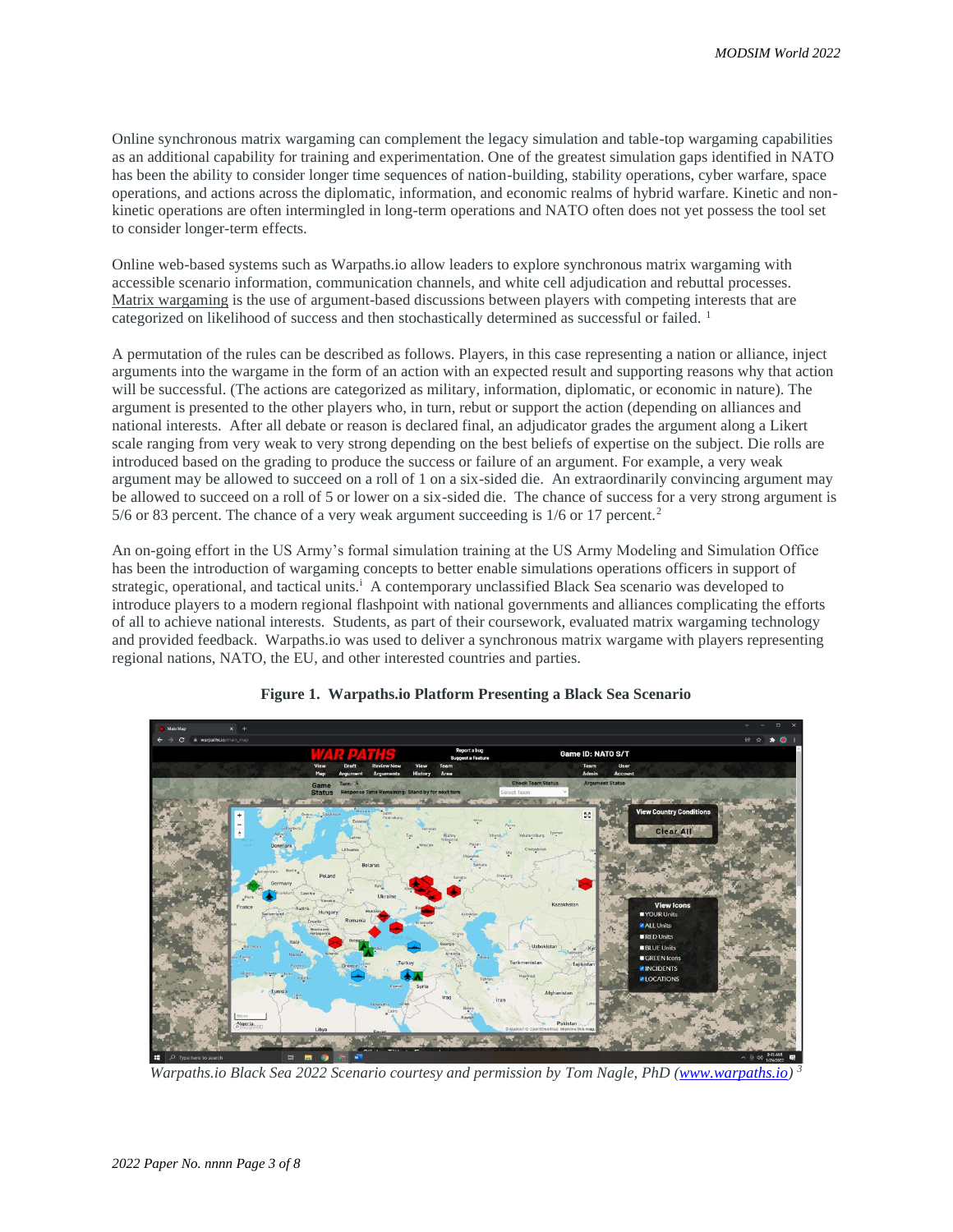Online synchronous matrix wargaming can complement the legacy simulation and table-top wargaming capabilities as an additional capability for training and experimentation. One of the greatest simulation gaps identified in NATO has been the ability to consider longer time sequences of nation-building, stability operations, cyber warfare, space operations, and actions across the diplomatic, information, and economic realms of hybrid warfare. Kinetic and non-kinetic operations are often intermingled in long-term operations and NATO often does not yet possess the tool set to consider longer-term effects.

Online web-based systems such as Warpaths.io allow leaders to explore synchronous matrix wargaming with accessible scenario information, communication channels, and white cell adjudication and rebuttal processes. Matrix wargaming is the use of argument-based discussions between players with competing interests that are categorized on likelihood of success and then stochastically determined as successful or failed. [1]

A permutation of the rules can be described as follows. Players, in this case representing a nation or alliance, inject arguments into the wargame in the form of an action with an expected result and supporting reasons why that action will be successful. (The actions are categorized as military, information, diplomatic, or economic in nature). The argument is presented to the other players who, in turn, rebut or support the action (depending on alliances and national interests. After all debate or reason is declared final, an adjudicator grades the argument along a Likert scale ranging from very weak to very strong depending on the best beliefs of expertise on the subject. Die rolls are introduced based on the grading to produce the success or failure of an argument. For example, a very weak argument may be allowed to succeed on a roll of 1 on a six-sided die. An extraordinarily convincing argument may be allowed to succeed on a roll of 5 or lower on a six-sided die. The chance of success for a very strong argument is 5/6 or 83 percent. The chance of a very weak argument succeeding is 1/6 or 17 percent.[2]

An on-going effort in the US Army's formal simulation training at the US Army Modeling and Simulation Office has been the introduction of wargaming concepts to better enable simulations operations officers in support of strategic, operational, and tactical units.[i] A contemporary unclassified Black Sea scenario was developed to introduce players to a modern regional flashpoint with national governments and alliances complicating the efforts of all to achieve national interests. Students, as part of their coursework, evaluated matrix wargaming technology and provided feedback. Warpaths.io was used to deliver a synchronous matrix wargame with players representing regional nations, NATO, the EU, and other interested countries and parties.

**Figure 1. Warpaths.io Platform Presenting a Black Sea Scenario**

*Warpaths.io Black Sea 2022 Scenario courtesy and permission by Tom Nagle, PhD (www.warpaths.io)* [3]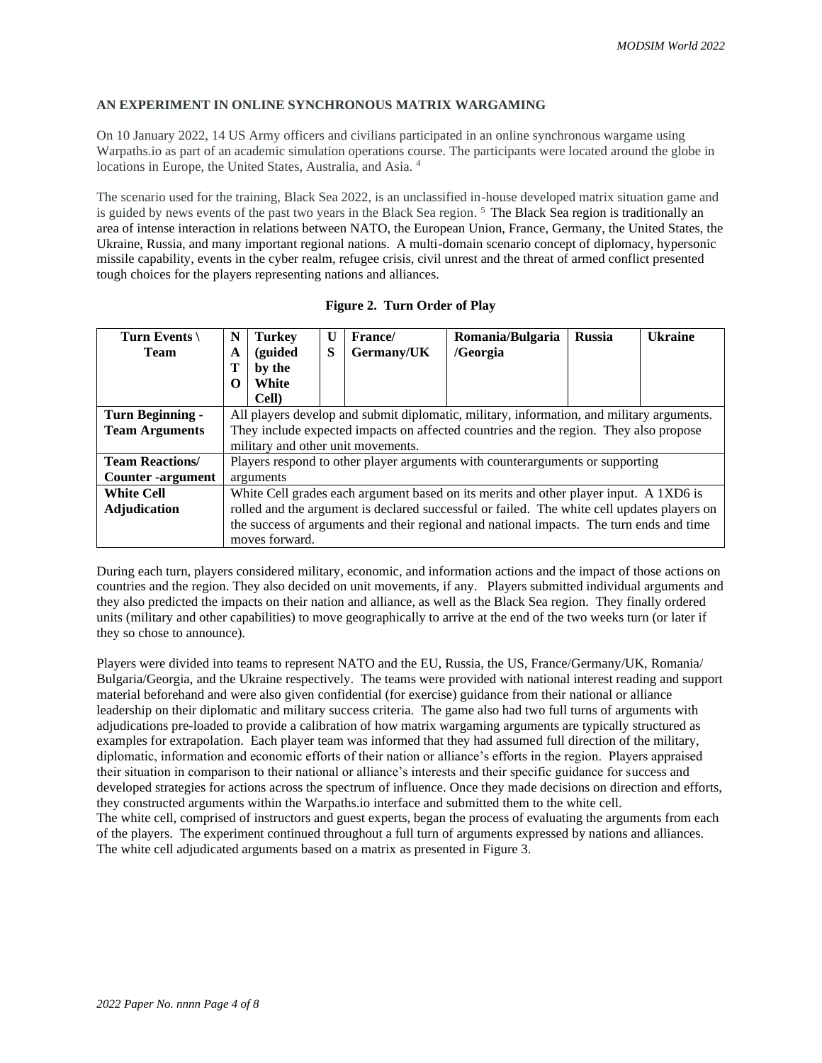### AN EXPERIMENT IN ONLINE SYNCHRONOUS MATRIX WARGAMING

On 10 January 2022, 14 US Army officers and civilians participated in an online synchronous wargame using Warpaths.io as part of an academic simulation operations course. The participants were located around the globe in locations in Europe, the United States, Australia, and Asia. [4]

The scenario used for the training, Black Sea 2022, is an unclassified in-house developed matrix situation game and is guided by news events of the past two years in the Black Sea region. [5] The Black Sea region is traditionally an area of intense interaction in relations between NATO, the European Union, France, Germany, the United States, the Ukraine, Russia, and many important regional nations. A multi-domain scenario concept of diplomacy, hypersonic missile capability, events in the cyber realm, refugee crisis, civil unrest and the threat of armed conflict presented tough choices for the players representing nations and alliances.

**Figure 2. Turn Order of Play**

| Turn Events \ Team | NATO | Turkey (guided by the White Cell) | US | France/ Germany/UK | Romania/Bulgaria /Georgia | Russia | Ukraine |
|---|---|---|---|---|---|---|---|
| **Turn Beginning - Team Arguments** | All players develop and submit diplomatic, military, information, and military arguments. They include expected impacts on affected countries and the region. They also propose military and other unit movements. | | | | | | |
| **Team Reactions/ Counter -argument** | Players respond to other player arguments with counterarguments or supporting arguments | | | | | | |
| **White Cell Adjudication** | White Cell grades each argument based on its merits and other player input. A 1XD6 is rolled and the argument is declared successful or failed. The white cell updates players on the success of arguments and their regional and national impacts. The turn ends and time moves forward. | | | | | | |

During each turn, players considered military, economic, and information actions and the impact of those actions on countries and the region. They also decided on unit movements, if any. Players submitted individual arguments and they also predicted the impacts on their nation and alliance, as well as the Black Sea region. They finally ordered units (military and other capabilities) to move geographically to arrive at the end of the two weeks turn (or later if they so chose to announce).

Players were divided into teams to represent NATO and the EU, Russia, the US, France/Germany/UK, Romania/ Bulgaria/Georgia, and the Ukraine respectively. The teams were provided with national interest reading and support material beforehand and were also given confidential (for exercise) guidance from their national or alliance leadership on their diplomatic and military success criteria. The game also had two full turns of arguments with adjudications pre-loaded to provide a calibration of how matrix wargaming arguments are typically structured as examples for extrapolation. Each player team was informed that they had assumed full direction of the military, diplomatic, information and economic efforts of their nation or alliance's efforts in the region. Players appraised their situation in comparison to their national or alliance's interests and their specific guidance for success and developed strategies for actions across the spectrum of influence. Once they made decisions on direction and efforts, they constructed arguments within the Warpaths.io interface and submitted them to the white cell.
The white cell, comprised of instructors and guest experts, began the process of evaluating the arguments from each of the players. The experiment continued throughout a full turn of arguments expressed by nations and alliances. The white cell adjudicated arguments based on a matrix as presented in Figure 3.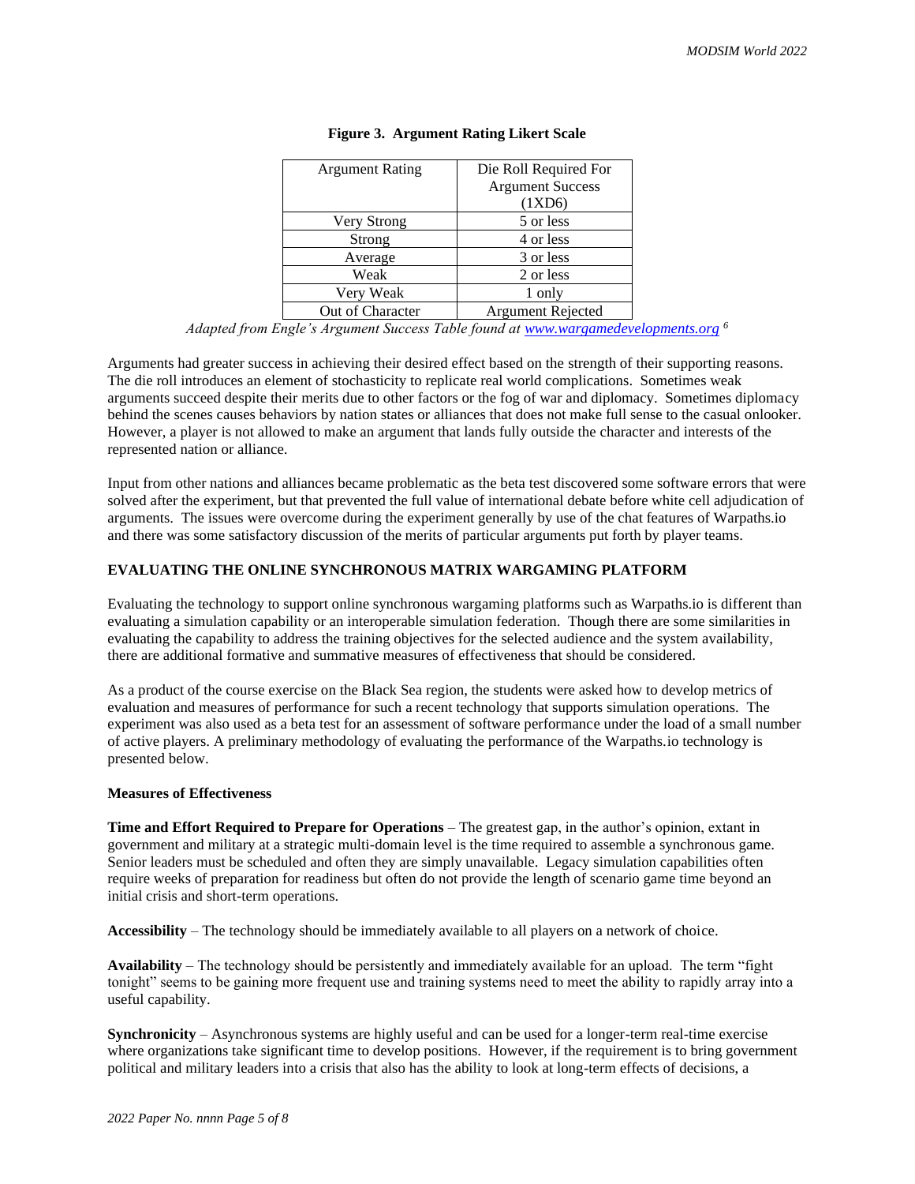**Figure 3. Argument Rating Likert Scale**

| Argument Rating | Die Roll Required For Argument Success (1XD6) |
|---|---|
| Very Strong | 5 or less |
| Strong | 4 or less |
| Average | 3 or less |
| Weak | 2 or less |
| Very Weak | 1 only |
| Out of Character | Argument Rejected |

*Adapted from Engle's Argument Success Table found at www.wargamedevelopments.org* [6]

Arguments had greater success in achieving their desired effect based on the strength of their supporting reasons. The die roll introduces an element of stochasticity to replicate real world complications. Sometimes weak arguments succeed despite their merits due to other factors or the fog of war and diplomacy. Sometimes diplomacy behind the scenes causes behaviors by nation states or alliances that does not make full sense to the casual onlooker. However, a player is not allowed to make an argument that lands fully outside the character and interests of the represented nation or alliance.

Input from other nations and alliances became problematic as the beta test discovered some software errors that were solved after the experiment, but that prevented the full value of international debate before white cell adjudication of arguments. The issues were overcome during the experiment generally by use of the chat features of Warpaths.io and there was some satisfactory discussion of the merits of particular arguments put forth by player teams.

## EVALUATING THE ONLINE SYNCHRONOUS MATRIX WARGAMING PLATFORM

Evaluating the technology to support online synchronous wargaming platforms such as Warpaths.io is different than evaluating a simulation capability or an interoperable simulation federation. Though there are some similarities in evaluating the capability to address the training objectives for the selected audience and the system availability, there are additional formative and summative measures of effectiveness that should be considered.

As a product of the course exercise on the Black Sea region, the students were asked how to develop metrics of evaluation and measures of performance for such a recent technology that supports simulation operations. The experiment was also used as a beta test for an assessment of software performance under the load of a small number of active players. A preliminary methodology of evaluating the performance of the Warpaths.io technology is presented below.

### Measures of Effectiveness

**Time and Effort Required to Prepare for Operations** – The greatest gap, in the author's opinion, extant in government and military at a strategic multi-domain level is the time required to assemble a synchronous game. Senior leaders must be scheduled and often they are simply unavailable. Legacy simulation capabilities often require weeks of preparation for readiness but often do not provide the length of scenario game time beyond an initial crisis and short-term operations.

**Accessibility** – The technology should be immediately available to all players on a network of choice.

**Availability** – The technology should be persistently and immediately available for an upload. The term "fight tonight" seems to be gaining more frequent use and training systems need to meet the ability to rapidly array into a useful capability.

**Synchronicity** – Asynchronous systems are highly useful and can be used for a longer-term real-time exercise where organizations take significant time to develop positions. However, if the requirement is to bring government political and military leaders into a crisis that also has the ability to look at long-term effects of decisions, a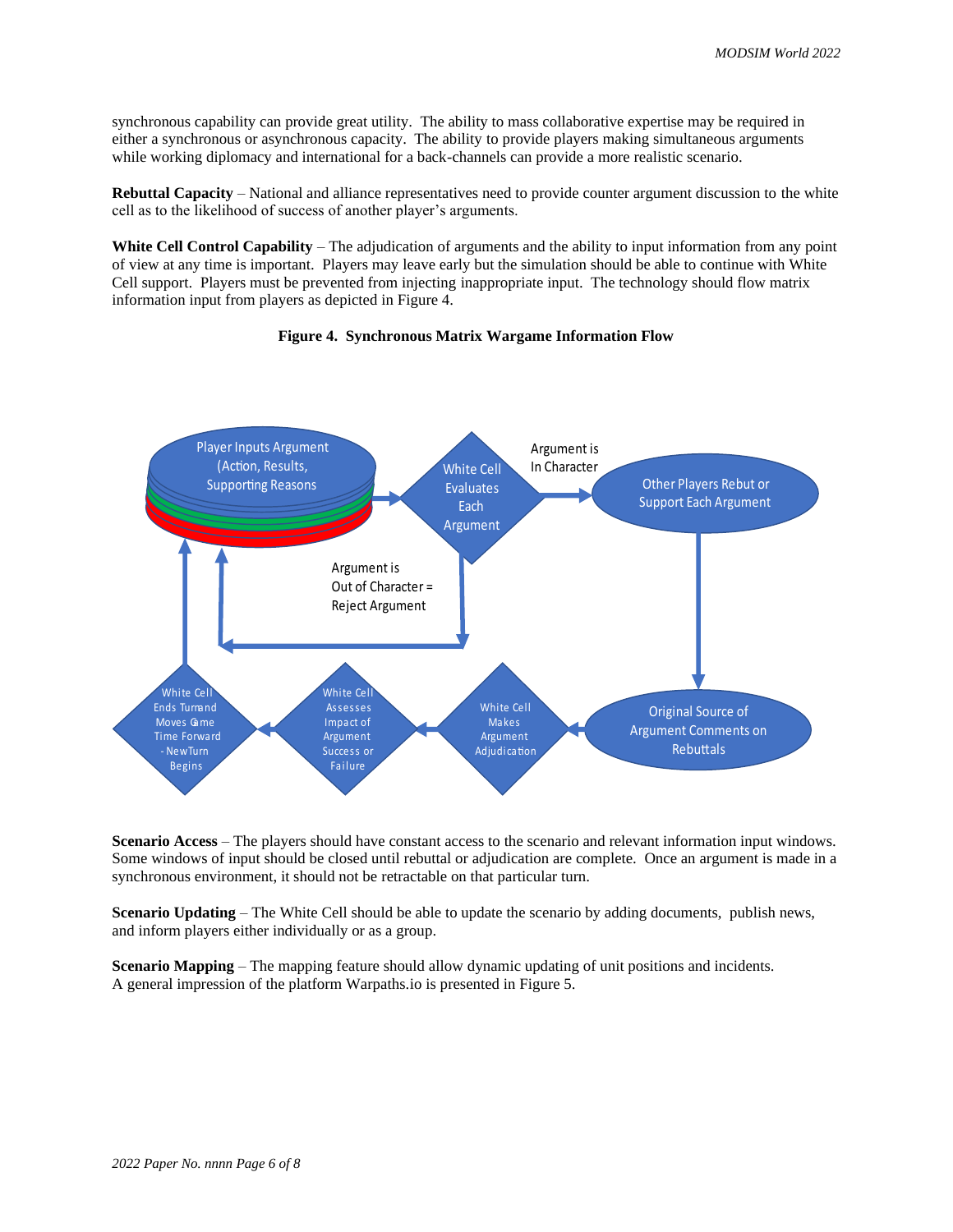synchronous capability can provide great utility. The ability to mass collaborative expertise may be required in either a synchronous or asynchronous capacity. The ability to provide players making simultaneous arguments while working diplomacy and international for a back-channels can provide a more realistic scenario.

**Rebuttal Capacity** – National and alliance representatives need to provide counter argument discussion to the white cell as to the likelihood of success of another player's arguments.

**White Cell Control Capability** – The adjudication of arguments and the ability to input information from any point of view at any time is important. Players may leave early but the simulation should be able to continue with White Cell support. Players must be prevented from injecting inappropriate input. The technology should flow matrix information input from players as depicted in Figure 4.

**Figure 4. Synchronous Matrix Wargame Information Flow**

Player Inputs Argument (Action, Results, Supporting Reasons)

White Cell Evaluates Each Argument

Argument is In Character

Other Players Rebut or Support Each Argument

Argument is Out of Character = Reject Argument

Original Source of Argument Comments on Rebuttals

White Cell Makes Argument Adjudication

White Cell Assesses Impact of Argument Success or Failure

White Cell Ends Turn and Moves Game Time Forward - New Turn Begins

**Scenario Access** – The players should have constant access to the scenario and relevant information input windows. Some windows of input should be closed until rebuttal or adjudication are complete. Once an argument is made in a synchronous environment, it should not be retractable on that particular turn.

**Scenario Updating** – The White Cell should be able to update the scenario by adding documents, publish news, and inform players either individually or as a group.

**Scenario Mapping** – The mapping feature should allow dynamic updating of unit positions and incidents. A general impression of the platform Warpaths.io is presented in Figure 5.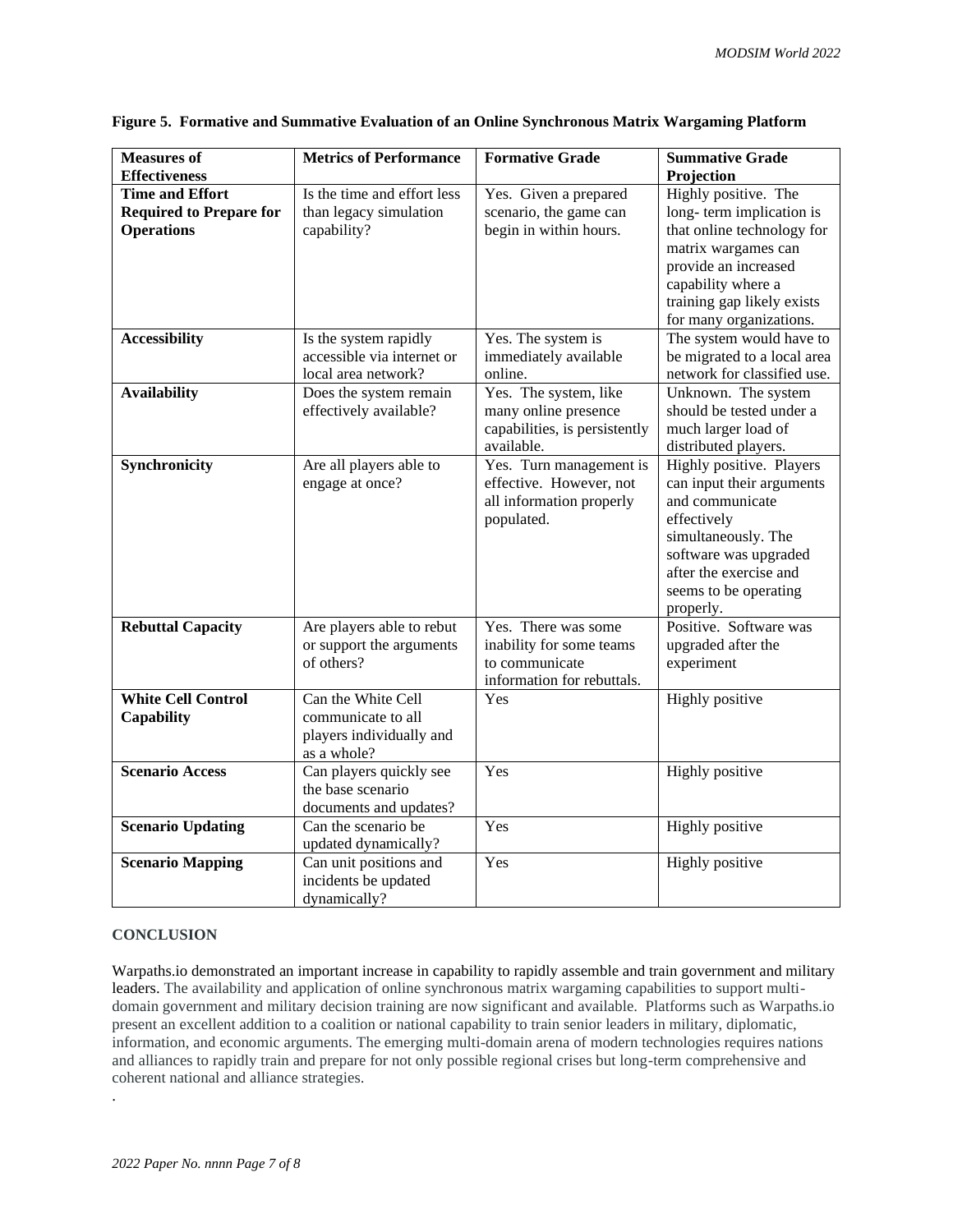**Figure 5. Formative and Summative Evaluation of an Online Synchronous Matrix Wargaming Platform**

| Measures of Effectiveness | Metrics of Performance | Formative Grade | Summative Grade Projection |
|---|---|---|---|
| **Time and Effort Required to Prepare for Operations** | Is the time and effort less than legacy simulation capability? | Yes. Given a prepared scenario, the game can begin in within hours. | Highly positive. The long- term implication is that online technology for matrix wargames can provide an increased capability where a training gap likely exists for many organizations. |
| **Accessibility** | Is the system rapidly accessible via internet or local area network? | Yes. The system is immediately available online. | The system would have to be migrated to a local area network for classified use. |
| **Availability** | Does the system remain effectively available? | Yes. The system, like many online presence capabilities, is persistently available. | Unknown. The system should be tested under a much larger load of distributed players. |
| **Synchronicity** | Are all players able to engage at once? | Yes. Turn management is effective. However, not all information properly populated. | Highly positive. Players can input their arguments and communicate effectively simultaneously. The software was upgraded after the exercise and seems to be operating properly. |
| **Rebuttal Capacity** | Are players able to rebut or support the arguments of others? | Yes. There was some inability for some teams to communicate information for rebuttals. | Positive. Software was upgraded after the experiment |
| **White Cell Control Capability** | Can the White Cell communicate to all players individually and as a whole? | Yes | Highly positive |
| **Scenario Access** | Can players quickly see the base scenario documents and updates? | Yes | Highly positive |
| **Scenario Updating** | Can the scenario be updated dynamically? | Yes | Highly positive |
| **Scenario Mapping** | Can unit positions and incidents be updated dynamically? | Yes | Highly positive |

## CONCLUSION

Warpaths.io demonstrated an important increase in capability to rapidly assemble and train government and military leaders. The availability and application of online synchronous matrix wargaming capabilities to support multi-domain government and military decision training are now significant and available. Platforms such as Warpaths.io present an excellent addition to a coalition or national capability to train senior leaders in military, diplomatic, information, and economic arguments. The emerging multi-domain arena of modern technologies requires nations and alliances to rapidly train and prepare for not only possible regional crises but long-term comprehensive and coherent national and alliance strategies.

.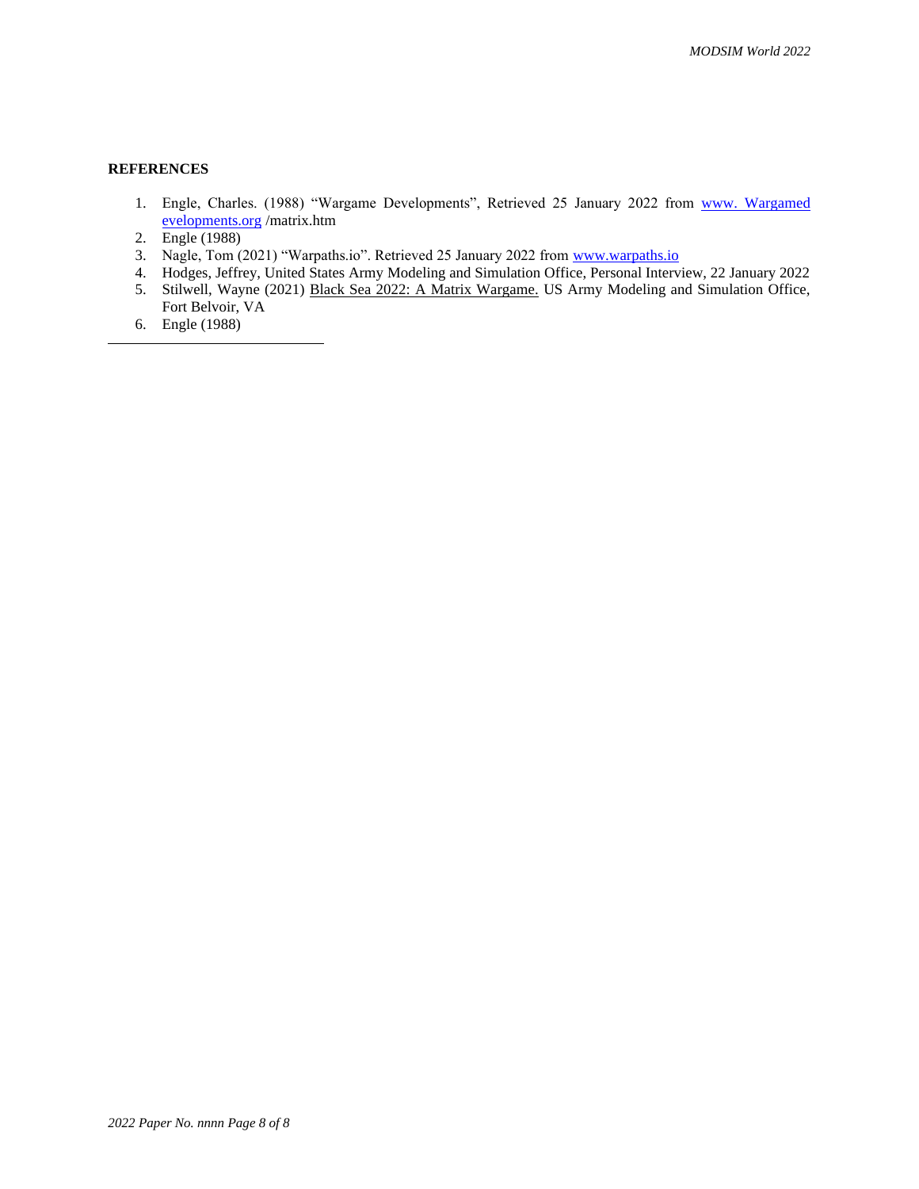## REFERENCES

1. Engle, Charles. (1988) "Wargame Developments", Retrieved 25 January 2022 from www. Wargamed evelopments.org /matrix.htm
2. Engle (1988)
3. Nagle, Tom (2021) "Warpaths.io". Retrieved 25 January 2022 from www.warpaths.io
4. Hodges, Jeffrey, United States Army Modeling and Simulation Office, Personal Interview, 22 January 2022
5. Stilwell, Wayne (2021) Black Sea 2022: A Matrix Wargame. US Army Modeling and Simulation Office, Fort Belvoir, VA
6. Engle (1988)